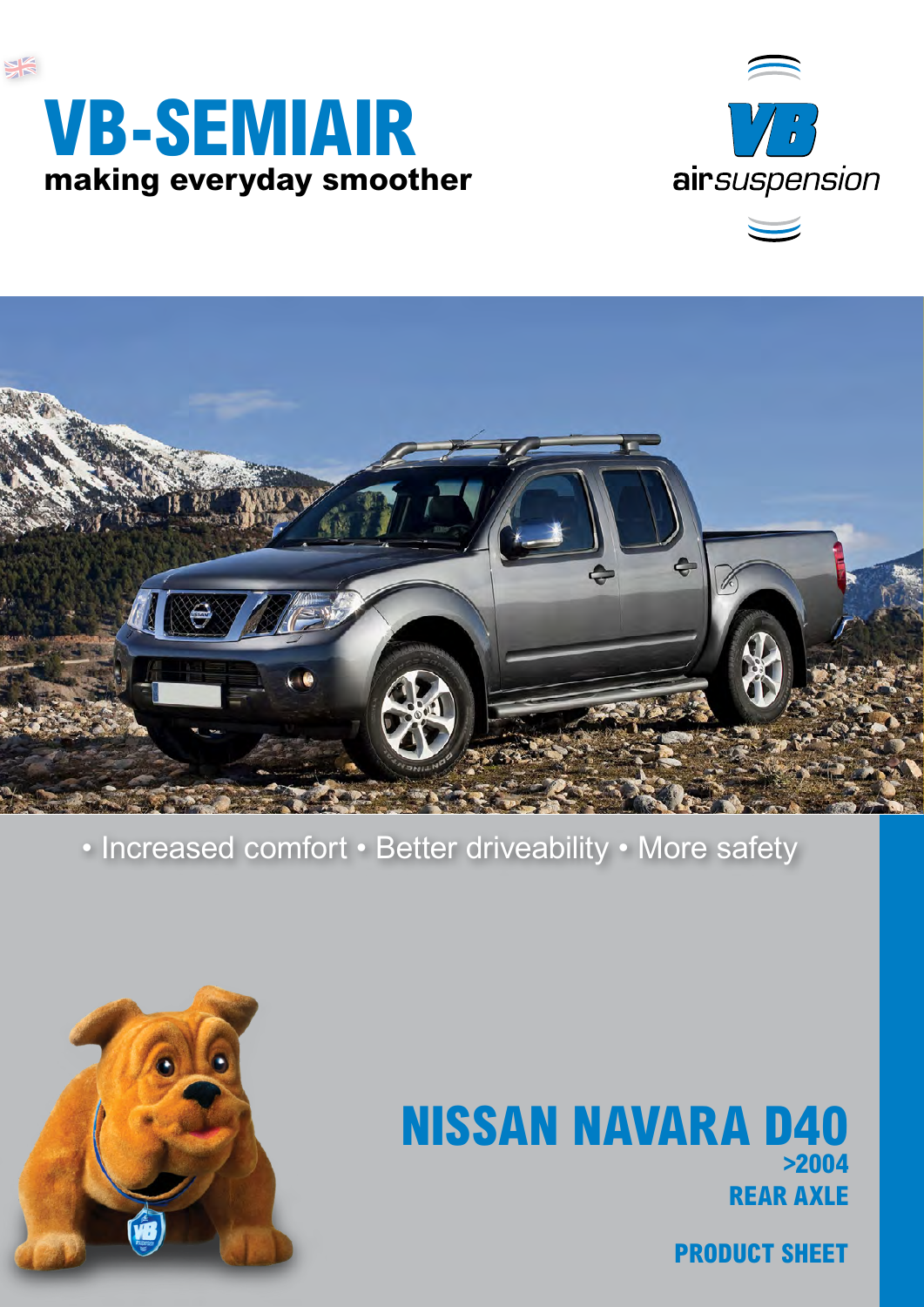# VB-SEMIAIR

**making everyday smoother**

VB airsuspension

• Increased comfort • Better driveability • More safety

## NISSAN NAVARA D40

**>2004**

**REAR AXLE**

**PRODUCT SHEET**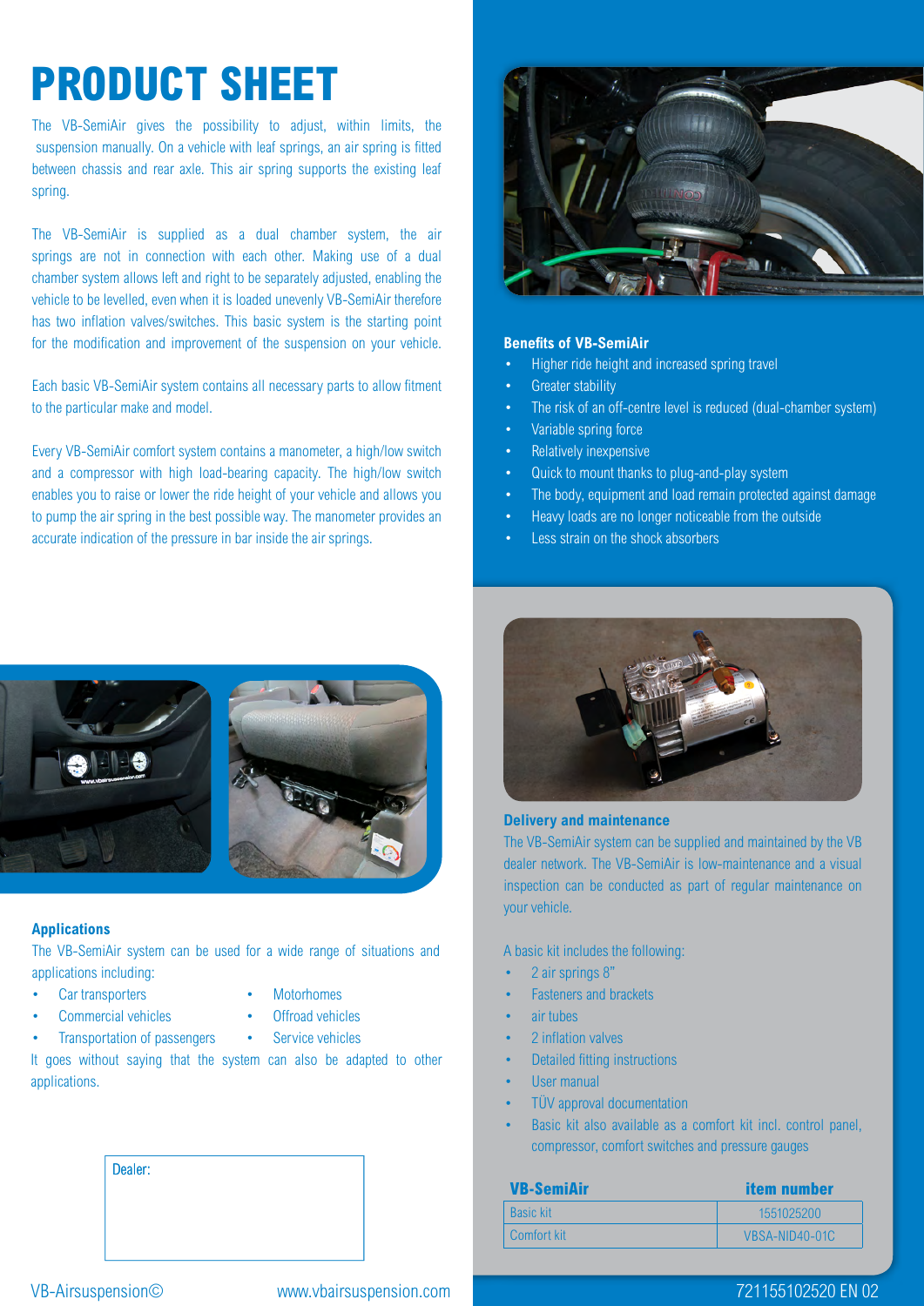# PRODUCT SHEET

The VB-SemiAir gives the possibility to adjust, within limits, the suspension manually. On a vehicle with leaf springs, an air spring is fitted between chassis and rear axle. This air spring supports the existing leaf spring.

The VB-SemiAir is supplied as a dual chamber system, the air springs are not in connection with each other. Making use of a dual chamber system allows left and right to be separately adjusted, enabling the vehicle to be levelled, even when it is loaded unevenly VB-SemiAir therefore has two inflation valves/switches. This basic system is the starting point for the modification and improvement of the suspension on your vehicle.

Each basic VB-SemiAir system contains all necessary parts to allow fitment to the particular make and model.

Every VB-SemiAir comfort system contains a manometer, a high/low switch and a compressor with high load-bearing capacity. The high/low switch enables you to raise or lower the ride height of your vehicle and allows you to pump the air spring in the best possible way. The manometer provides an accurate indication of the pressure in bar inside the air springs.

### Benefits of VB-SemiAir

- Higher ride height and increased spring travel
- Greater stability
- The risk of an off-centre level is reduced (dual-chamber system)
- Variable spring force
- Relatively inexpensive
- Quick to mount thanks to plug-and-play system
- The body, equipment and load remain protected against damage
- Heavy loads are no longer noticeable from the outside
- Less strain on the shock absorbers

### Applications

The VB-SemiAir system can be used for a wide range of situations and applications including:

- Car transporters
- Commercial vehicles
- Transportation of passengers
- Motorhomes
- Offroad vehicles
- Service vehicles

It goes without saying that the system can also be adapted to other applications.

### Delivery and maintenance

The VB-SemiAir system can be supplied and maintained by the VB dealer network. The VB-SemiAir is low-maintenance and a visual inspection can be conducted as part of regular maintenance on your vehicle.

A basic kit includes the following:

- 2 air springs 8"
- Fasteners and brackets
- air tubes
- 2 inflation valves
- Detailed fitting instructions
- User manual
- TÜV approval documentation
- Basic kit also available as a comfort kit incl. control panel, compressor, comfort switches and pressure gauges

| VB-SemiAir | item number |
|---|---|
| Basic kit | 1551025200 |
| Comfort kit | VBSA-NID40-01C |

Dealer:

VB-Airsuspension© www.vbairsuspension.com

721155102520 EN 02